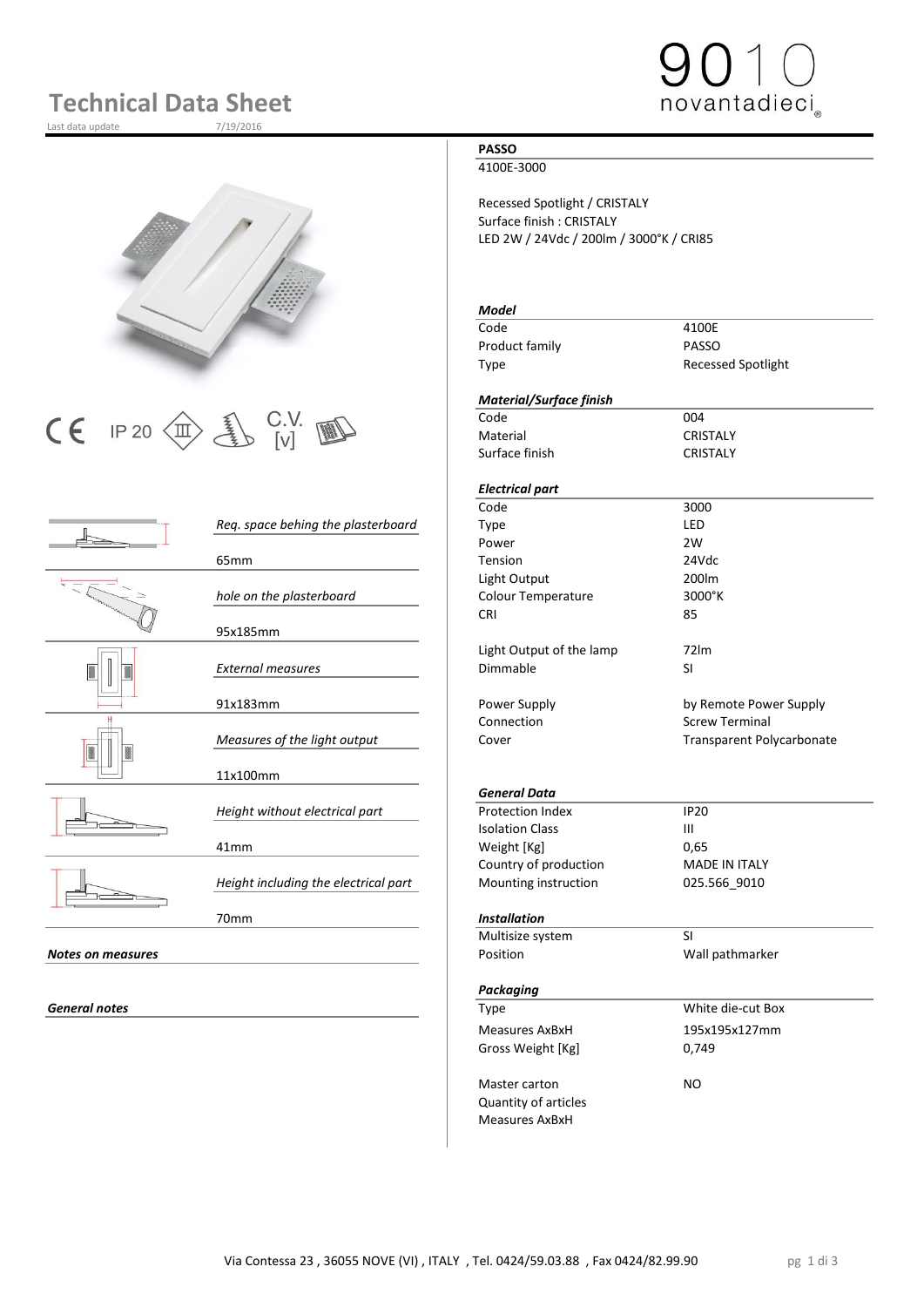# Technical Data Sheet

Last data update 7/19/2016

9010 novantadieci

CE IP 20 C.V. [v]

| | |
|---|---|
| *Req. space behing the plasterboard* | 65mm |
| *hole on the plasterboard* | 95x185mm |
| *External measures* | 91x183mm |
| *Measures of the light output* | 11x100mm |
| *Height without electrical part* | 41mm |
| *Height including the electrical part* | 70mm |

***Notes on measures***

***General notes***

**PASSO**

4100E-3000

Recessed Spotlight / CRISTALY
Surface finish : CRISTALY
LED 2W / 24Vdc / 200lm / 3000°K / CRI85

| ***Model*** | |
|---|---|
| Code | 4100E |
| Product family | PASSO |
| Type | Recessed Spotlight |

| ***Material/Surface finish*** | |
|---|---|
| Code | 004 |
| Material | CRISTALY |
| Surface finish | CRISTALY |

| ***Electrical part*** | |
|---|---|
| Code | 3000 |
| Type | LED |
| Power | 2W |
| Tension | 24Vdc |
| Light Output | 200lm |
| Colour Temperature | 3000°K |
| CRI | 85 |
| Light Output of the lamp | 72lm |
| Dimmable | SI |
| Power Supply | by Remote Power Supply |
| Connection | Screw Terminal |
| Cover | Transparent Polycarbonate |

| ***General Data*** | |
|---|---|
| Protection Index | IP20 |
| Isolation Class | III |
| Weight [Kg] | 0,65 |
| Country of production | MADE IN ITALY |
| Mounting instruction | 025.566_9010 |

| ***Installation*** | |
|---|---|
| Multisize system | SI |
| Position | Wall pathmarker |

| ***Packaging*** | |
|---|---|
| Type | White die-cut Box |
| Measures AxBxH | 195x195x127mm |
| Gross Weight [Kg] | 0,749 |
| Master carton | NO |
| Quantity of articles | |
| Measures AxBxH | |

Via Contessa 23 , 36055 NOVE (VI) , ITALY , Tel. 0424/59.03.88 , Fax 0424/82.99.90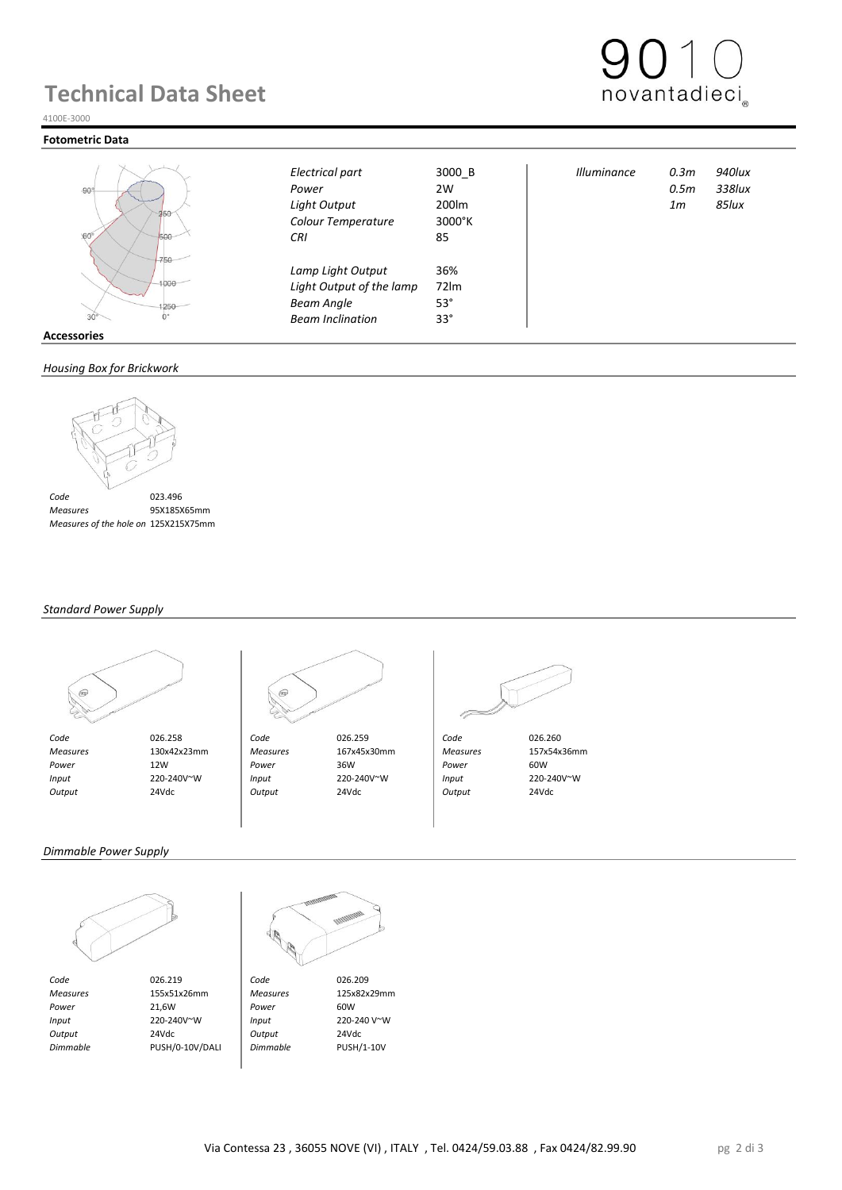# Technical Data Sheet

4100E-3000

## Fotometric Data

| | | | |
|---|---|---|---|
| *Electrical part* | 3000_B | *Illuminance* | *0.3m* *940lux* |
| *Power* | 2W | | *0.5m* *338lux* |
| *Light Output* | 200lm | | *1m* *85lux* |
| *Colour Temperature* | 3000°K | | |
| *CRI* | 85 | | |
| *Lamp Light Output* | 36% | | |
| *Light Output of the lamp* | 72lm | | |
| *Beam Angle* | 53° | | |
| *Beam Inclination* | 33° | | |

## Accessories

### *Housing Box for Brickwork*

| | |
|---|---|
| *Code* | 023.496 |
| *Measures* | 95X185X65mm |
| *Measures of the hole on* | 125X215X75mm |

### *Standard Power Supply*

| | | | | | |
|---|---|---|---|---|---|
| *Code* | 026.258 | *Code* | 026.259 | *Code* | 026.260 |
| *Measures* | 130x42x23mm | *Measures* | 167x45x30mm | *Measures* | 157x54x36mm |
| *Power* | 12W | *Power* | 36W | *Power* | 60W |
| *Input* | 220-240V~W | *Input* | 220-240V~W | *Input* | 220-240V~W |
| *Output* | 24Vdc | *Output* | 24Vdc | *Output* | 24Vdc |

### *Dimmable Power Supply*

| | | | |
|---|---|---|---|
| *Code* | 026.219 | *Code* | 026.209 |
| *Measures* | 155x51x26mm | *Measures* | 125x82x29mm |
| *Power* | 21,6W | *Power* | 60W |
| *Input* | 220-240V~W | *Input* | 220-240 V~W |
| *Output* | 24Vdc | *Output* | 24Vdc |
| *Dimmable* | PUSH/0-10V/DALI | *Dimmable* | PUSH/1-10V |

Via Contessa 23 , 36055 NOVE (VI) , ITALY , Tel. 0424/59.03.88 , Fax 0424/82.99.90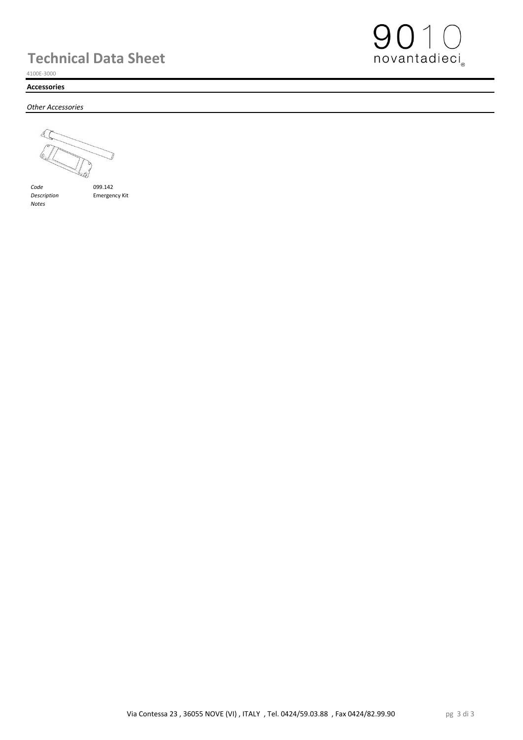# Technical Data Sheet

4100E-3000

**Accessories**

*Other Accessories*

| | |
|---|---|
| *Code* | 099.142 |
| *Description* | Emergency Kit |
| *Notes* | |

Via Contessa 23 , 36055 NOVE (VI) , ITALY , Tel. 0424/59.03.88 , Fax 0424/82.99.90